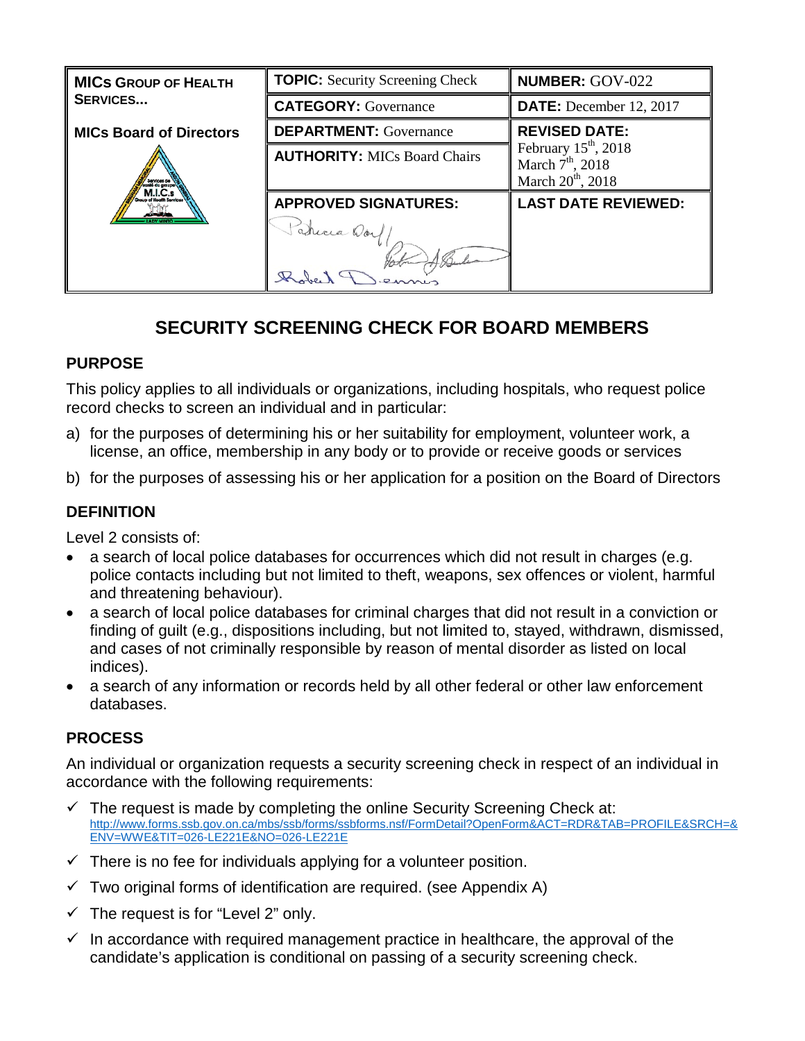| MICs GROUP OF HEALTH SERVICES... | **TOPIC:** Security Screening Check | **NUMBER:** GOV-022 |
|---|---|---|
| | **CATEGORY:** Governance | **DATE:** December 12, 2017 |
| **MICs Board of Directors** | **DEPARTMENT:** Governance | **REVISED DATE:** February 15th, 2018 March 7th, 2018 March 20th, 2018 |
| | **AUTHORITY:** MICs Board Chairs | |
| | **APPROVED SIGNATURES:** | **LAST DATE REVIEWED:** |

# SECURITY SCREENING CHECK FOR BOARD MEMBERS

## PURPOSE

This policy applies to all individuals or organizations, including hospitals, who request police record checks to screen an individual and in particular:

a) for the purposes of determining his or her suitability for employment, volunteer work, a license, an office, membership in any body or to provide or receive goods or services

b) for the purposes of assessing his or her application for a position on the Board of Directors

## DEFINITION

Level 2 consists of:

- a search of local police databases for occurrences which did not result in charges (e.g. police contacts including but not limited to theft, weapons, sex offences or violent, harmful and threatening behaviour).
- a search of local police databases for criminal charges that did not result in a conviction or finding of guilt (e.g., dispositions including, but not limited to, stayed, withdrawn, dismissed, and cases of not criminally responsible by reason of mental disorder as listed on local indices).
- a search of any information or records held by all other federal or other law enforcement databases.

## PROCESS

An individual or organization requests a security screening check in respect of an individual in accordance with the following requirements:

- ✓ The request is made by completing the online Security Screening Check at: http://www.forms.ssb.gov.on.ca/mbs/ssb/forms/ssbforms.nsf/FormDetail?OpenForm&ACT=RDR&TAB=PROFILE&SRCH=&ENV=WWE&TIT=026-LE221E&NO=026-LE221E
- ✓ There is no fee for individuals applying for a volunteer position.
- ✓ Two original forms of identification are required. (see Appendix A)
- ✓ The request is for "Level 2" only.
- ✓ In accordance with required management practice in healthcare, the approval of the candidate's application is conditional on passing of a security screening check.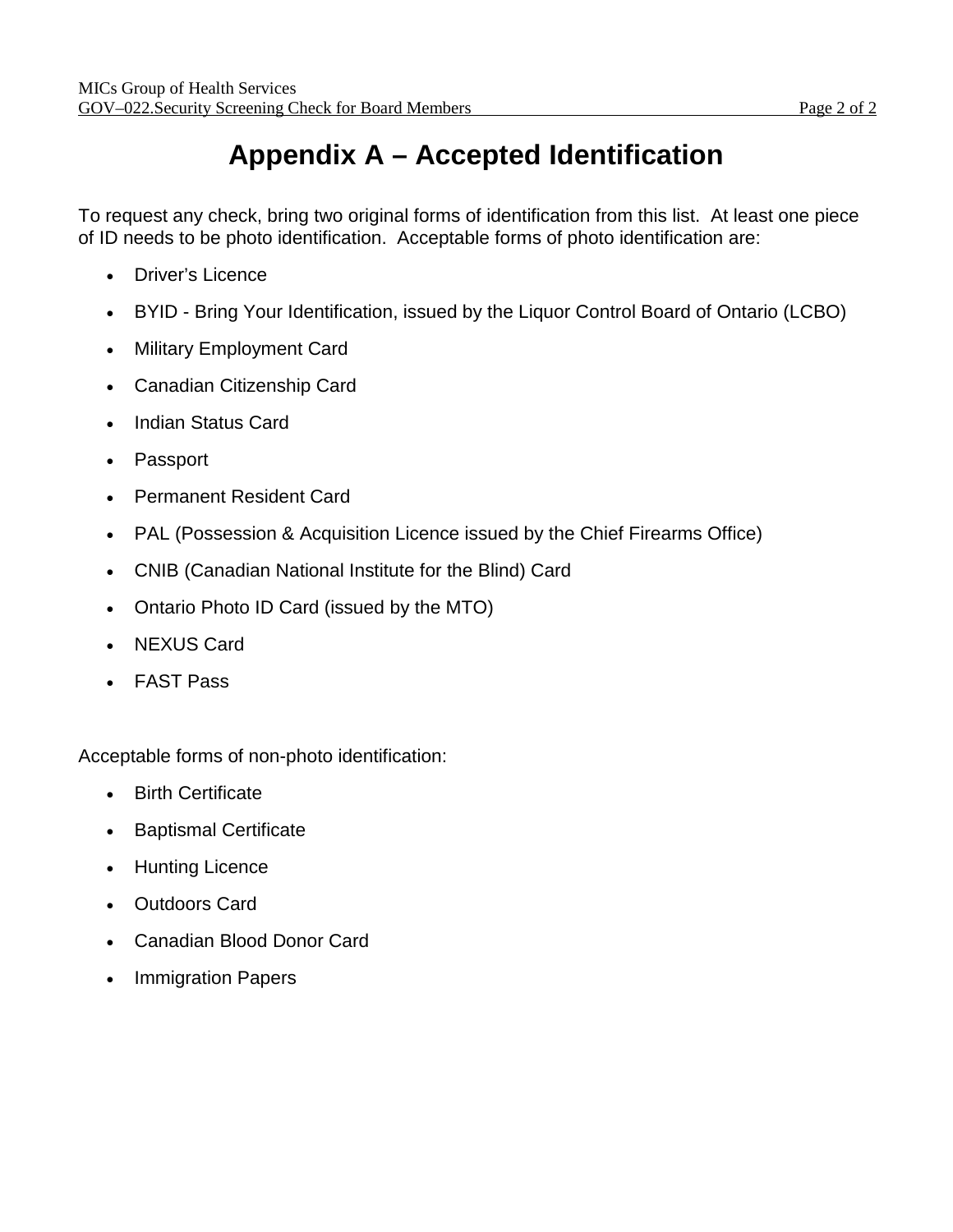# Appendix A – Accepted Identification

To request any check, bring two original forms of identification from this list. At least one piece of ID needs to be photo identification. Acceptable forms of photo identification are:

- Driver's Licence
- BYID - Bring Your Identification, issued by the Liquor Control Board of Ontario (LCBO)
- Military Employment Card
- Canadian Citizenship Card
- Indian Status Card
- Passport
- Permanent Resident Card
- PAL (Possession & Acquisition Licence issued by the Chief Firearms Office)
- CNIB (Canadian National Institute for the Blind) Card
- Ontario Photo ID Card (issued by the MTO)
- NEXUS Card
- FAST Pass

Acceptable forms of non-photo identification:

- Birth Certificate
- Baptismal Certificate
- Hunting Licence
- Outdoors Card
- Canadian Blood Donor Card
- Immigration Papers